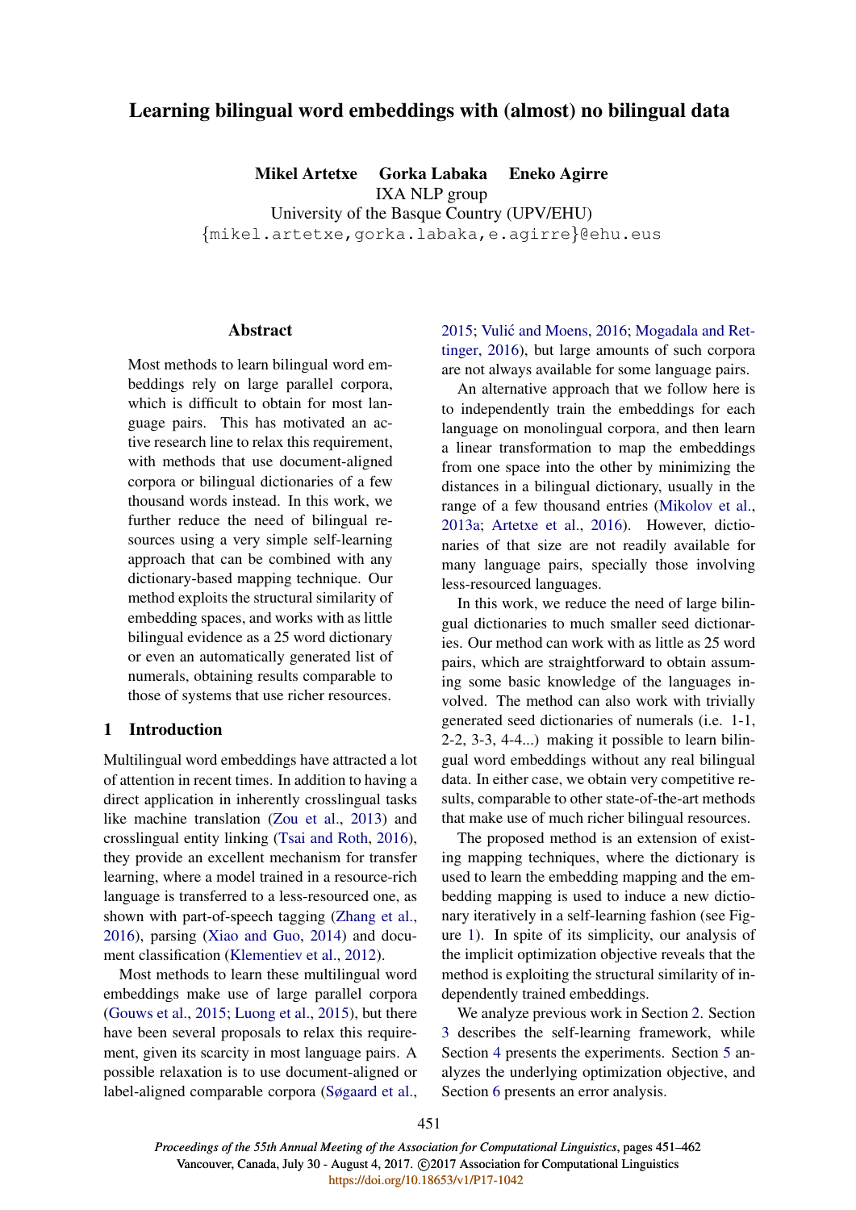# Learning bilingual word embeddings with (almost) no bilingual data

**Mikel Artetxe  Gorka Labaka  Eneko Agirre**
IXA NLP group
University of the Basque Country (UPV/EHU)
{mikel.artetxe,gorka.labaka,e.agirre}@ehu.eus

## Abstract

Most methods to learn bilingual word embeddings rely on large parallel corpora, which is difficult to obtain for most language pairs. This has motivated an active research line to relax this requirement, with methods that use document-aligned corpora or bilingual dictionaries of a few thousand words instead. In this work, we further reduce the need of bilingual resources using a very simple self-learning approach that can be combined with any dictionary-based mapping technique. Our method exploits the structural similarity of embedding spaces, and works with as little bilingual evidence as a 25 word dictionary or even an automatically generated list of numerals, obtaining results comparable to those of systems that use richer resources.

## 1 Introduction

Multilingual word embeddings have attracted a lot of attention in recent times. In addition to having a direct application in inherently crosslingual tasks like machine translation (Zou et al., 2013) and crosslingual entity linking (Tsai and Roth, 2016), they provide an excellent mechanism for transfer learning, where a model trained in a resource-rich language is transferred to a less-resourced one, as shown with part-of-speech tagging (Zhang et al., 2016), parsing (Xiao and Guo, 2014) and document classification (Klementiev et al., 2012).

Most methods to learn these multilingual word embeddings make use of large parallel corpora (Gouws et al., 2015; Luong et al., 2015), but there have been several proposals to relax this requirement, given its scarcity in most language pairs. A possible relaxation is to use document-aligned or label-aligned comparable corpora (Søgaard et al., 2015; Vulić and Moens, 2016; Mogadala and Rettinger, 2016), but large amounts of such corpora are not always available for some language pairs.

An alternative approach that we follow here is to independently train the embeddings for each language on monolingual corpora, and then learn a linear transformation to map the embeddings from one space into the other by minimizing the distances in a bilingual dictionary, usually in the range of a few thousand entries (Mikolov et al., 2013a; Artetxe et al., 2016). However, dictionaries of that size are not readily available for many language pairs, specially those involving less-resourced languages.

In this work, we reduce the need of large bilingual dictionaries to much smaller seed dictionaries. Our method can work with as little as 25 word pairs, which are straightforward to obtain assuming some basic knowledge of the languages involved. The method can also work with trivially generated seed dictionaries of numerals (i.e. 1-1, 2-2, 3-3, 4-4...) making it possible to learn bilingual word embeddings without any real bilingual data. In either case, we obtain very competitive results, comparable to other state-of-the-art methods that make use of much richer bilingual resources.

The proposed method is an extension of existing mapping techniques, where the dictionary is used to learn the embedding mapping and the embedding mapping is used to induce a new dictionary iteratively in a self-learning fashion (see Figure 1). In spite of its simplicity, our analysis of the implicit optimization objective reveals that the method is exploiting the structural similarity of independently trained embeddings.

We analyze previous work in Section 2. Section 3 describes the self-learning framework, while Section 4 presents the experiments. Section 5 analyzes the underlying optimization objective, and Section 6 presents an error analysis.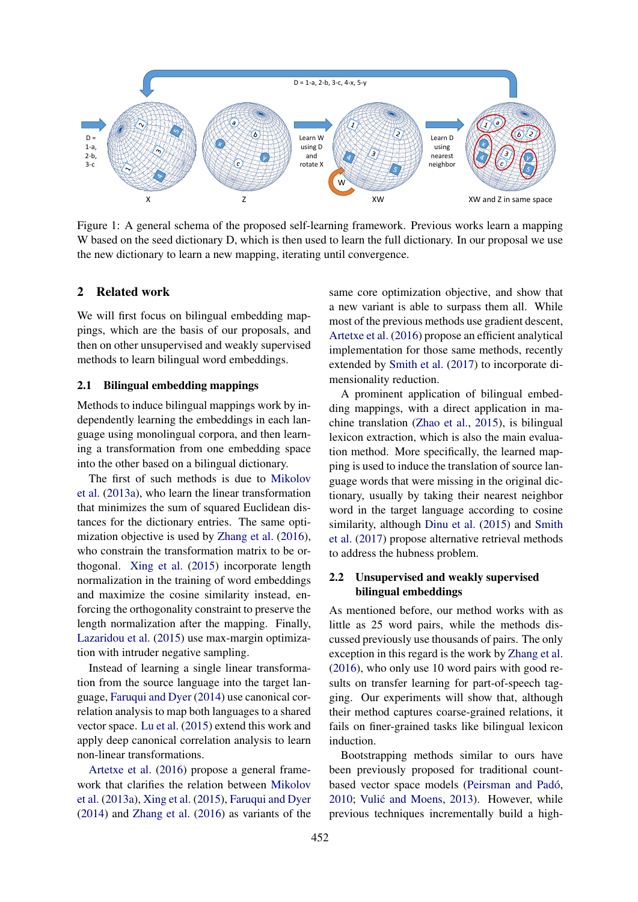Figure 1: A general schema of the proposed self-learning framework. Previous works learn a mapping W based on the seed dictionary D, which is then used to learn the full dictionary. In our proposal we use the new dictionary to learn a new mapping, iterating until convergence.

## 2 Related work

We will first focus on bilingual embedding mappings, which are the basis of our proposals, and then on other unsupervised and weakly supervised methods to learn bilingual word embeddings.

### 2.1 Bilingual embedding mappings

Methods to induce bilingual mappings work by independently learning the embeddings in each language using monolingual corpora, and then learning a transformation from one embedding space into the other based on a bilingual dictionary.

The first of such methods is due to Mikolov et al. (2013a), who learn the linear transformation that minimizes the sum of squared Euclidean distances for the dictionary entries. The same optimization objective is used by Zhang et al. (2016), who constrain the transformation matrix to be orthogonal. Xing et al. (2015) incorporate length normalization in the training of word embeddings and maximize the cosine similarity instead, enforcing the orthogonality constraint to preserve the length normalization after the mapping. Finally, Lazaridou et al. (2015) use max-margin optimization with intruder negative sampling.

Instead of learning a single linear transformation from the source language into the target language, Faruqui and Dyer (2014) use canonical correlation analysis to map both languages to a shared vector space. Lu et al. (2015) extend this work and apply deep canonical correlation analysis to learn non-linear transformations.

Artetxe et al. (2016) propose a general framework that clarifies the relation between Mikolov et al. (2013a), Xing et al. (2015), Faruqui and Dyer (2014) and Zhang et al. (2016) as variants of the same core optimization objective, and show that a new variant is able to surpass them all. While most of the previous methods use gradient descent, Artetxe et al. (2016) propose an efficient analytical implementation for those same methods, recently extended by Smith et al. (2017) to incorporate dimensionality reduction.

A prominent application of bilingual embedding mappings, with a direct application in machine translation (Zhao et al., 2015), is bilingual lexicon extraction, which is also the main evaluation method. More specifically, the learned mapping is used to induce the translation of source language words that were missing in the original dictionary, usually by taking their nearest neighbor word in the target language according to cosine similarity, although Dinu et al. (2015) and Smith et al. (2017) propose alternative retrieval methods to address the hubness problem.

### 2.2 Unsupervised and weakly supervised bilingual embeddings

As mentioned before, our method works with as little as 25 word pairs, while the methods discussed previously use thousands of pairs. The only exception in this regard is the work by Zhang et al. (2016), who only use 10 word pairs with good results on transfer learning for part-of-speech tagging. Our experiments will show that, although their method captures coarse-grained relations, it fails on finer-grained tasks like bilingual lexicon induction.

Bootstrapping methods similar to ours have been previously proposed for traditional count-based vector space models (Peirsman and Padó, 2010; Vulić and Moens, 2013). However, while previous techniques incrementally build a high-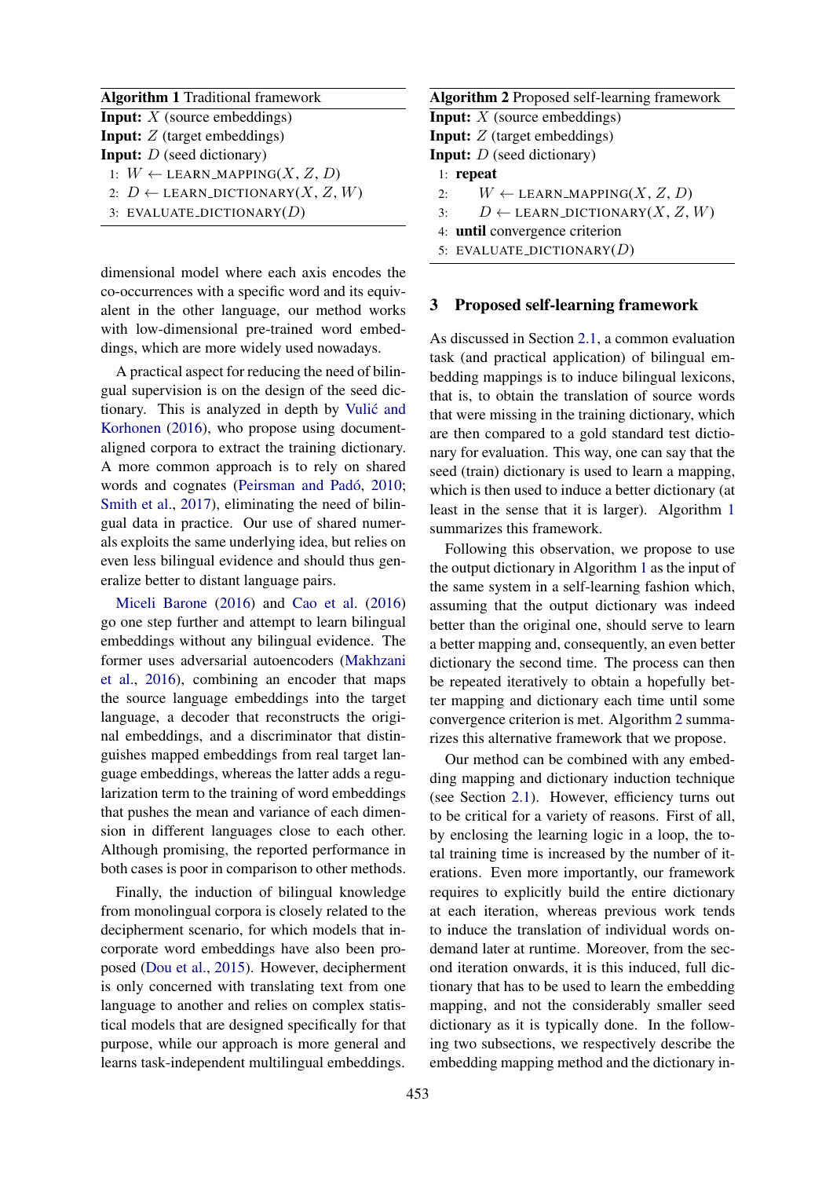**Algorithm 1** Traditional framework

**Input:** $X$ (source embeddings)
**Input:** $Z$ (target embeddings)
**Input:** $D$ (seed dictionary)

```
1: W ← LEARN_MAPPING(X, Z, D)
2: D ← LEARN_DICTIONARY(X, Z, W)
3: EVALUATE_DICTIONARY(D)
```

**Algorithm 2** Proposed self-learning framework

**Input:** $X$ (source embeddings)
**Input:** $Z$ (target embeddings)
**Input:** $D$ (seed dictionary)

```
1: repeat
2:     W ← LEARN_MAPPING(X, Z, D)
3:     D ← LEARN_DICTIONARY(X, Z, W)
4: until convergence criterion
5: EVALUATE_DICTIONARY(D)
```

dimensional model where each axis encodes the co-occurrences with a specific word and its equivalent in the other language, our method works with low-dimensional pre-trained word embeddings, which are more widely used nowadays.

A practical aspect for reducing the need of bilingual supervision is on the design of the seed dictionary. This is analyzed in depth by Vulić and Korhonen (2016), who propose using document-aligned corpora to extract the training dictionary. A more common approach is to rely on shared words and cognates (Peirsman and Padó, 2010; Smith et al., 2017), eliminating the need of bilingual data in practice. Our use of shared numerals exploits the same underlying idea, but relies on even less bilingual evidence and should thus generalize better to distant language pairs.

Miceli Barone (2016) and Cao et al. (2016) go one step further and attempt to learn bilingual embeddings without any bilingual evidence. The former uses adversarial autoencoders (Makhzani et al., 2016), combining an encoder that maps the source language embeddings into the target language, a decoder that reconstructs the original embeddings, and a discriminator that distinguishes mapped embeddings from real target language embeddings, whereas the latter adds a regularization term to the training of word embeddings that pushes the mean and variance of each dimension in different languages close to each other. Although promising, the reported performance in both cases is poor in comparison to other methods.

Finally, the induction of bilingual knowledge from monolingual corpora is closely related to the decipherment scenario, for which models that incorporate word embeddings have also been proposed (Dou et al., 2015). However, decipherment is only concerned with translating text from one language to another and relies on complex statistical models that are designed specifically for that purpose, while our approach is more general and learns task-independent multilingual embeddings.

## 3 Proposed self-learning framework

As discussed in Section 2.1, a common evaluation task (and practical application) of bilingual embedding mappings is to induce bilingual lexicons, that is, to obtain the translation of source words that were missing in the training dictionary, which are then compared to a gold standard test dictionary for evaluation. This way, one can say that the seed (train) dictionary is used to learn a mapping, which is then used to induce a better dictionary (at least in the sense that it is larger). Algorithm 1 summarizes this framework.

Following this observation, we propose to use the output dictionary in Algorithm 1 as the input of the same system in a self-learning fashion which, assuming that the output dictionary was indeed better than the original one, should serve to learn a better mapping and, consequently, an even better dictionary the second time. The process can then be repeated iteratively to obtain a hopefully better mapping and dictionary each time until some convergence criterion is met. Algorithm 2 summarizes this alternative framework that we propose.

Our method can be combined with any embedding mapping and dictionary induction technique (see Section 2.1). However, efficiency turns out to be critical for a variety of reasons. First of all, by enclosing the learning logic in a loop, the total training time is increased by the number of iterations. Even more importantly, our framework requires to explicitly build the entire dictionary at each iteration, whereas previous work tends to induce the translation of individual words on-demand later at runtime. Moreover, from the second iteration onwards, it is this induced, full dictionary that has to be used to learn the embedding mapping, and not the considerably smaller seed dictionary as it is typically done. In the following two subsections, we respectively describe the embedding mapping method and the dictionary in-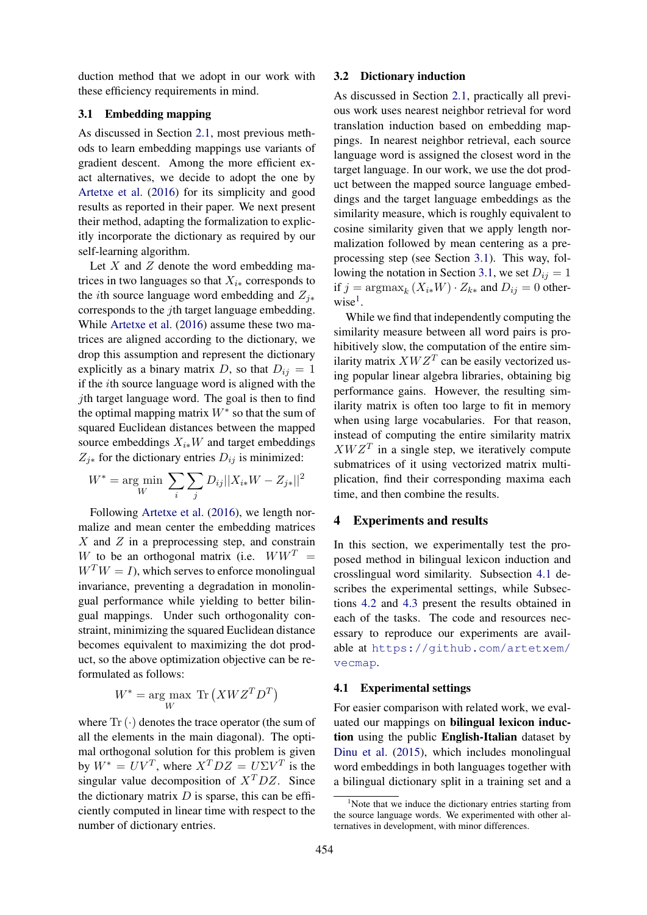duction method that we adopt in our work with these efficiency requirements in mind.

### 3.1 Embedding mapping

As discussed in Section 2.1, most previous methods to learn embedding mappings use variants of gradient descent. Among the more efficient exact alternatives, we decide to adopt the one by Artetxe et al. (2016) for its simplicity and good results as reported in their paper. We next present their method, adapting the formalization to explicitly incorporate the dictionary as required by our self-learning algorithm.

Let $X$ and $Z$ denote the word embedding matrices in two languages so that $X_{i*}$ corresponds to the $i$th source language word embedding and $Z_{j*}$ corresponds to the $j$th target language embedding. While Artetxe et al. (2016) assume these two matrices are aligned according to the dictionary, we drop this assumption and represent the dictionary explicitly as a binary matrix $D$, so that $D_{ij} = 1$ if the $i$th source language word is aligned with the $j$th target language word. The goal is then to find the optimal mapping matrix $W^*$ so that the sum of squared Euclidean distances between the mapped source embeddings $X_{i*}W$ and target embeddings $Z_{j*}$ for the dictionary entries $D_{ij}$ is minimized:

$$W^* = \arg\min_W \sum_i \sum_j D_{ij} ||X_{i*}W - Z_{j*}||^2$$

Following Artetxe et al. (2016), we length normalize and mean center the embedding matrices $X$ and $Z$ in a preprocessing step, and constrain $W$ to be an orthogonal matrix (i.e. $WW^T = W^TW = I$), which serves to enforce monolingual invariance, preventing a degradation in monolingual performance while yielding to better bilingual mappings. Under such orthogonality constraint, minimizing the squared Euclidean distance becomes equivalent to maximizing the dot product, so the above optimization objective can be reformulated as follows:

$$W^* = \arg\max_W \ \mathrm{Tr}\left(XWZ^TD^T\right)$$

where $\mathrm{Tr}\left(\cdot\right)$ denotes the trace operator (the sum of all the elements in the main diagonal). The optimal orthogonal solution for this problem is given by $W^* = UV^T$, where $X^TDZ = U\Sigma V^T$ is the singular value decomposition of $X^TDZ$. Since the dictionary matrix $D$ is sparse, this can be efficiently computed in linear time with respect to the number of dictionary entries.

### 3.2 Dictionary induction

As discussed in Section 2.1, practically all previous work uses nearest neighbor retrieval for word translation induction based on embedding mappings. In nearest neighbor retrieval, each source language word is assigned the closest word in the target language. In our work, we use the dot product between the mapped source language embeddings and the target language embeddings as the similarity measure, which is roughly equivalent to cosine similarity given that we apply length normalization followed by mean centering as a preprocessing step (see Section 3.1). This way, following the notation in Section 3.1, we set $D_{ij} = 1$ if $j = \mathrm{argmax}_k \left(X_{i*}W\right) \cdot Z_{k*}$ and $D_{ij} = 0$ otherwise[1].

While we find that independently computing the similarity measure between all word pairs is prohibitively slow, the computation of the entire similarity matrix $XWZ^T$ can be easily vectorized using popular linear algebra libraries, obtaining big performance gains. However, the resulting similarity matrix is often too large to fit in memory when using large vocabularies. For that reason, instead of computing the entire similarity matrix $XWZ^T$ in a single step, we iteratively compute submatrices of it using vectorized matrix multiplication, find their corresponding maxima each time, and then combine the results.

## 4 Experiments and results

In this section, we experimentally test the proposed method in bilingual lexicon induction and crosslingual word similarity. Subsection 4.1 describes the experimental settings, while Subsections 4.2 and 4.3 present the results obtained in each of the tasks. The code and resources necessary to reproduce our experiments are available at https://github.com/artetxem/vecmap.

### 4.1 Experimental settings

For easier comparison with related work, we evaluated our mappings on **bilingual lexicon induction** using the public **English-Italian** dataset by Dinu et al. (2015), which includes monolingual word embeddings in both languages together with a bilingual dictionary split in a training set and a

[1] Note that we induce the dictionary entries starting from the source language words. We experimented with other alternatives in development, with minor differences.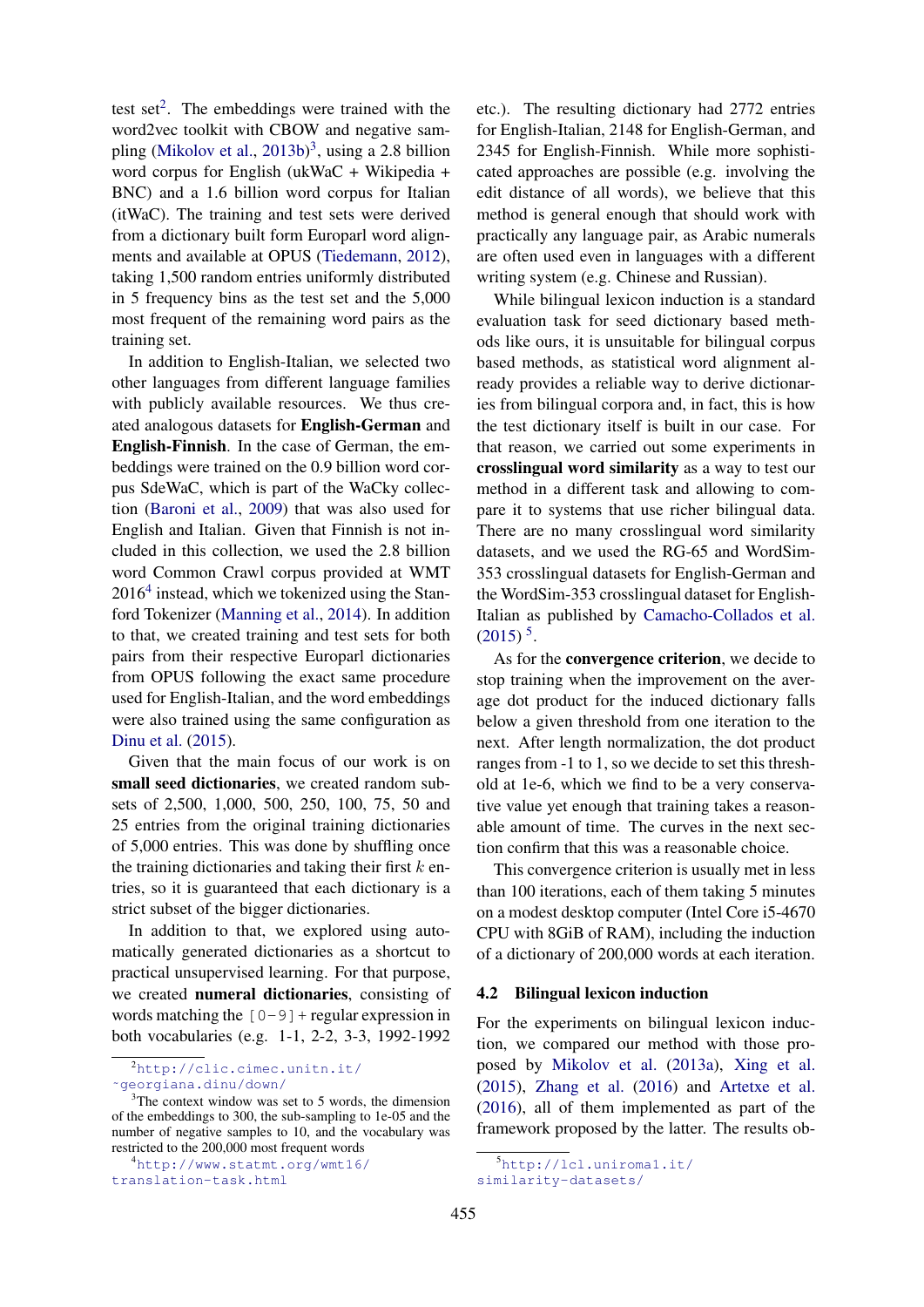test set[2]. The embeddings were trained with the word2vec toolkit with CBOW and negative sampling (Mikolov et al., 2013b)[3], using a 2.8 billion word corpus for English (ukWaC + Wikipedia + BNC) and a 1.6 billion word corpus for Italian (itWaC). The training and test sets were derived from a dictionary built form Europarl word alignments and available at OPUS (Tiedemann, 2012), taking 1,500 random entries uniformly distributed in 5 frequency bins as the test set and the 5,000 most frequent of the remaining word pairs as the training set.

In addition to English-Italian, we selected two other languages from different language families with publicly available resources. We thus created analogous datasets for **English-German** and **English-Finnish**. In the case of German, the embeddings were trained on the 0.9 billion word corpus SdeWaC, which is part of the WaCky collection (Baroni et al., 2009) that was also used for English and Italian. Given that Finnish is not included in this collection, we used the 2.8 billion word Common Crawl corpus provided at WMT 2016[4] instead, which we tokenized using the Stanford Tokenizer (Manning et al., 2014). In addition to that, we created training and test sets for both pairs from their respective Europarl dictionaries from OPUS following the exact same procedure used for English-Italian, and the word embeddings were also trained using the same configuration as Dinu et al. (2015).

Given that the main focus of our work is on **small seed dictionaries**, we created random subsets of 2,500, 1,000, 500, 250, 100, 75, 50 and 25 entries from the original training dictionaries of 5,000 entries. This was done by shuffling once the training dictionaries and taking their first $k$ entries, so it is guaranteed that each dictionary is a strict subset of the bigger dictionaries.

In addition to that, we explored using automatically generated dictionaries as a shortcut to practical unsupervised learning. For that purpose, we created **numeral dictionaries**, consisting of words matching the `[0-9]+` regular expression in both vocabularies (e.g. 1-1, 2-2, 3-3, 1992-1992 etc.). The resulting dictionary had 2772 entries for English-Italian, 2148 for English-German, and 2345 for English-Finnish. While more sophisticated approaches are possible (e.g. involving the edit distance of all words), we believe that this method is general enough that should work with practically any language pair, as Arabic numerals are often used even in languages with a different writing system (e.g. Chinese and Russian).

While bilingual lexicon induction is a standard evaluation task for seed dictionary based methods like ours, it is unsuitable for bilingual corpus based methods, as statistical word alignment already provides a reliable way to derive dictionaries from bilingual corpora and, in fact, this is how the test dictionary itself is built in our case. For that reason, we carried out some experiments in **crosslingual word similarity** as a way to test our method in a different task and allowing to compare it to systems that use richer bilingual data. There are no many crosslingual word similarity datasets, and we used the RG-65 and WordSim-353 crosslingual datasets for English-German and the WordSim-353 crosslingual dataset for English-Italian as published by Camacho-Collados et al. (2015)[5].

As for the **convergence criterion**, we decide to stop training when the improvement on the average dot product for the induced dictionary falls below a given threshold from one iteration to the next. After length normalization, the dot product ranges from -1 to 1, so we decide to set this threshold at 1e-6, which we find to be a very conservative value yet enough that training takes a reasonable amount of time. The curves in the next section confirm that this was a reasonable choice.

This convergence criterion is usually met in less than 100 iterations, each of them taking 5 minutes on a modest desktop computer (Intel Core i5-4670 CPU with 8GiB of RAM), including the induction of a dictionary of 200,000 words at each iteration.

### 4.2 Bilingual lexicon induction

For the experiments on bilingual lexicon induction, we compared our method with those proposed by Mikolov et al. (2013a), Xing et al. (2015), Zhang et al. (2016) and Artetxe et al. (2016), all of them implemented as part of the framework proposed by the latter. The results ob-

[2] http://clic.cimec.unitn.it/~georgiana.dinu/down/

[3] The context window was set to 5 words, the dimension of the embeddings to 300, the sub-sampling to 1e-05 and the number of negative samples to 10, and the vocabulary was restricted to the 200,000 most frequent words

[4] http://www.statmt.org/wmt16/translation-task.html

[5] http://lcl.uniroma1.it/similarity-datasets/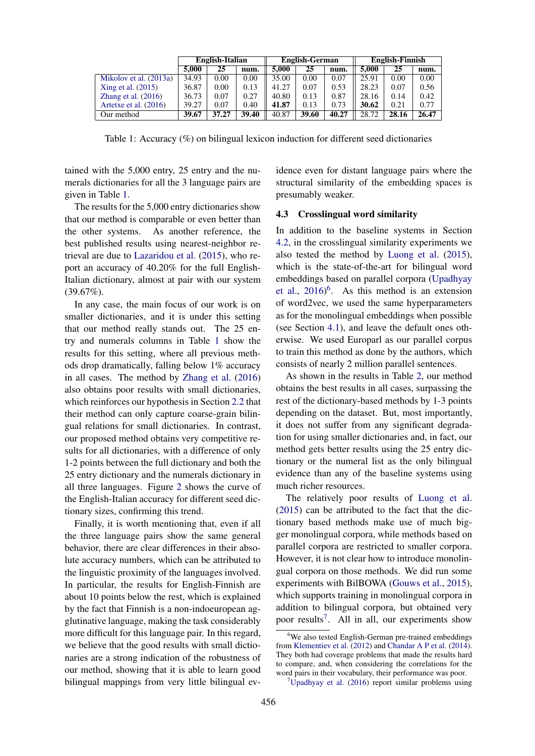| | English-Italian | | | English-German | | | English-Finnish | | |
|---|---|---|---|---|---|---|---|---|---|
| | 5,000 | 25 | num. | 5,000 | 25 | num. | 5,000 | 25 | num. |
| Mikolov et al. (2013a) | 34.93 | 0.00 | 0.00 | 35.00 | 0.00 | 0.07 | 25.91 | 0.00 | 0.00 |
| Xing et al. (2015) | 36.87 | 0.00 | 0.13 | 41.27 | 0.07 | 0.53 | 28.23 | 0.07 | 0.56 |
| Zhang et al. (2016) | 36.73 | 0.07 | 0.27 | 40.80 | 0.13 | 0.87 | 28.16 | 0.14 | 0.42 |
| Artetxe et al. (2016) | 39.27 | 0.07 | 0.40 | **41.87** | 0.13 | 0.73 | **30.62** | 0.21 | 0.77 |
| Our method | **39.67** | **37.27** | **39.40** | 40.87 | **39.60** | **40.27** | 28.72 | **28.16** | **26.47** |

Table 1: Accuracy (%) on bilingual lexicon induction for different seed dictionaries

tained with the 5,000 entry, 25 entry and the numerals dictionaries for all the 3 language pairs are given in Table 1.

The results for the 5,000 entry dictionaries show that our method is comparable or even better than the other systems. As another reference, the best published results using nearest-neighbor retrieval are due to Lazaridou et al. (2015), who report an accuracy of 40.20% for the full English-Italian dictionary, almost at pair with our system (39.67%).

In any case, the main focus of our work is on smaller dictionaries, and it is under this setting that our method really stands out. The 25 entry and numerals columns in Table 1 show the results for this setting, where all previous methods drop dramatically, falling below 1% accuracy in all cases. The method by Zhang et al. (2016) also obtains poor results with small dictionaries, which reinforces our hypothesis in Section 2.2 that their method can only capture coarse-grain bilingual relations for small dictionaries. In contrast, our proposed method obtains very competitive results for all dictionaries, with a difference of only 1-2 points between the full dictionary and both the 25 entry dictionary and the numerals dictionary in all three languages. Figure 2 shows the curve of the English-Italian accuracy for different seed dictionary sizes, confirming this trend.

Finally, it is worth mentioning that, even if all the three language pairs show the same general behavior, there are clear differences in their absolute accuracy numbers, which can be attributed to the linguistic proximity of the languages involved. In particular, the results for English-Finnish are about 10 points below the rest, which is explained by the fact that Finnish is a non-indoeuropean agglutinative language, making the task considerably more difficult for this language pair. In this regard, we believe that the good results with small dictionaries are a strong indication of the robustness of our method, showing that it is able to learn good bilingual mappings from very little bilingual evidence even for distant language pairs where the structural similarity of the embedding spaces is presumably weaker.

### 4.3 Crosslingual word similarity

In addition to the baseline systems in Section 4.2, in the crosslingual similarity experiments we also tested the method by Luong et al. (2015), which is the state-of-the-art for bilingual word embeddings based on parallel corpora (Upadhyay et al., 2016)[6]. As this method is an extension of word2vec, we used the same hyperparameters as for the monolingual embeddings when possible (see Section 4.1), and leave the default ones otherwise. We used Europarl as our parallel corpus to train this method as done by the authors, which consists of nearly 2 million parallel sentences.

As shown in the results in Table 2, our method obtains the best results in all cases, surpassing the rest of the dictionary-based methods by 1-3 points depending on the dataset. But, most importantly, it does not suffer from any significant degradation for using smaller dictionaries and, in fact, our method gets better results using the 25 entry dictionary or the numeral list as the only bilingual evidence than any of the baseline systems using much richer resources.

The relatively poor results of Luong et al. (2015) can be attributed to the fact that the dictionary based methods make use of much bigger monolingual corpora, while methods based on parallel corpora are restricted to smaller corpora. However, it is not clear how to introduce monolingual corpora on those methods. We did run some experiments with BilBOWA (Gouws et al., 2015), which supports training in monolingual corpora in addition to bilingual corpora, but obtained very poor results[7]. All in all, our experiments show

[6] We also tested English-German pre-trained embeddings from Klementiev et al. (2012) and Chandar A P et al. (2014). They both had coverage problems that made the results hard to compare, and, when considering the correlations for the word pairs in their vocabulary, their performance was poor.

[7] Upadhyay et al. (2016) report similar problems using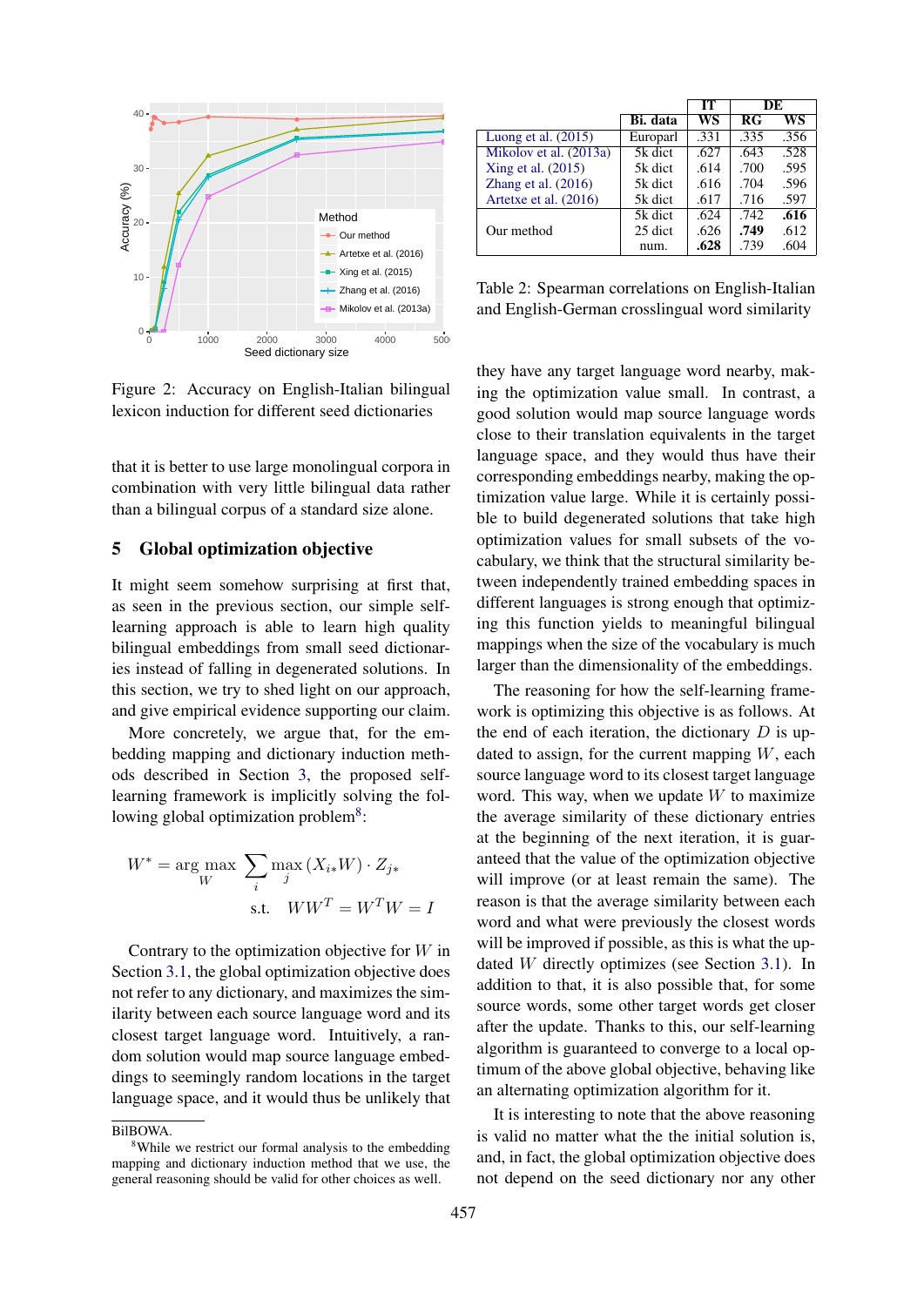Figure 2: Accuracy on English-Italian bilingual lexicon induction for different seed dictionaries

|  | Bi. data | IT WS | DE RG | DE WS |
|---|---|---|---|---|
| Luong et al. (2015) | Europarl | .331 | .335 | .356 |
| Mikolov et al. (2013a) | 5k dict | .627 | .643 | .528 |
| Xing et al. (2015) | 5k dict | .614 | .700 | .595 |
| Zhang et al. (2016) | 5k dict | .616 | .704 | .596 |
| Artetxe et al. (2016) | 5k dict | .617 | .716 | .597 |
| Our method | 5k dict | .624 | .742 | **.616** |
|  | 25 dict | .626 | **.749** | .612 |
|  | num. | **.628** | .739 | .604 |

Table 2: Spearman correlations on English-Italian and English-German crosslingual word similarity

that it is better to use large monolingual corpora in combination with very little bilingual data rather than a bilingual corpus of a standard size alone.

## 5 Global optimization objective

It might seem somehow surprising at first that, as seen in the previous section, our simple self-learning approach is able to learn high quality bilingual embeddings from small seed dictionaries instead of falling in degenerated solutions. In this section, we try to shed light on our approach, and give empirical evidence supporting our claim.

More concretely, we argue that, for the embedding mapping and dictionary induction methods described in Section 3, the proposed self-learning framework is implicitly solving the following global optimization problem[8]:

$$W^* = \arg\max_W \sum_i \max_j \, (X_{i*}W) \cdot Z_{j*}$$
$$\text{s.t.} \quad WW^T = W^TW = I$$

Contrary to the optimization objective for $W$ in Section 3.1, the global optimization objective does not refer to any dictionary, and maximizes the similarity between each source language word and its closest target language word. Intuitively, a random solution would map source language embeddings to seemingly random locations in the target language space, and it would thus be unlikely that they have any target language word nearby, making the optimization value small. In contrast, a good solution would map source language words close to their translation equivalents in the target language space, and they would thus have their corresponding embeddings nearby, making the optimization value large. While it is certainly possible to build degenerated solutions that take high optimization values for small subsets of the vocabulary, we think that the structural similarity between independently trained embedding spaces in different languages is strong enough that optimizing this function yields to meaningful bilingual mappings when the size of the vocabulary is much larger than the dimensionality of the embeddings.

The reasoning for how the self-learning framework is optimizing this objective is as follows. At the end of each iteration, the dictionary $D$ is updated to assign, for the current mapping $W$, each source language word to its closest target language word. This way, when we update $W$ to maximize the average similarity of these dictionary entries at the beginning of the next iteration, it is guaranteed that the value of the optimization objective will improve (or at least remain the same). The reason is that the average similarity between each word and what were previously the closest words will be improved if possible, as this is what the updated $W$ directly optimizes (see Section 3.1). In addition to that, it is also possible that, for some source words, some other target words get closer after the update. Thanks to this, our self-learning algorithm is guaranteed to converge to a local optimum of the above global objective, behaving like an alternating optimization algorithm for it.

It is interesting to note that the above reasoning is valid no matter what the the initial solution is, and, in fact, the global optimization objective does not depend on the seed dictionary nor any other

BilBOWA.

[8] While we restrict our formal analysis to the embedding mapping and dictionary induction method that we use, the general reasoning should be valid for other choices as well.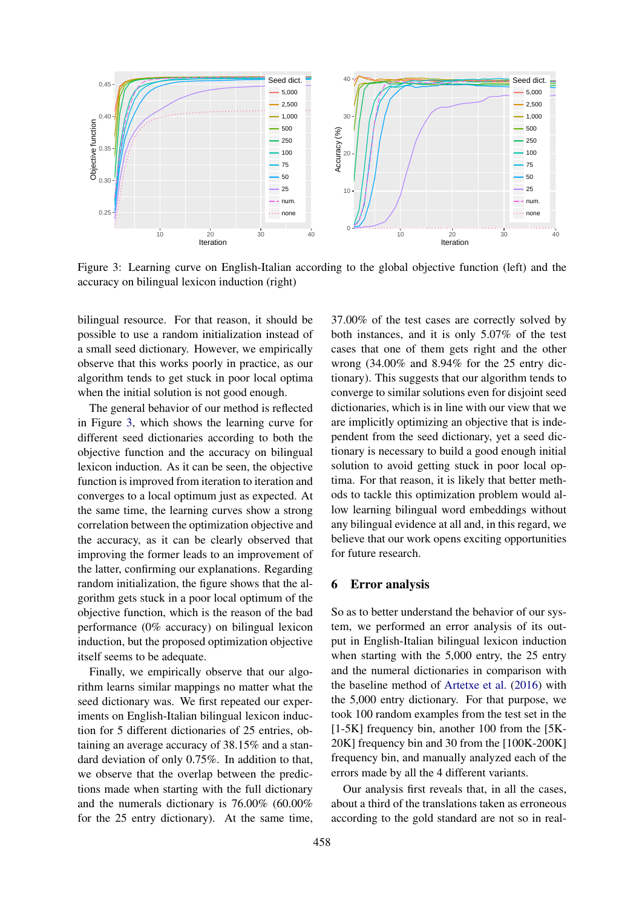Figure 3: Learning curve on English-Italian according to the global objective function (left) and the accuracy on bilingual lexicon induction (right)

bilingual resource. For that reason, it should be possible to use a random initialization instead of a small seed dictionary. However, we empirically observe that this works poorly in practice, as our algorithm tends to get stuck in poor local optima when the initial solution is not good enough.

The general behavior of our method is reflected in Figure 3, which shows the learning curve for different seed dictionaries according to both the objective function and the accuracy on bilingual lexicon induction. As it can be seen, the objective function is improved from iteration to iteration and converges to a local optimum just as expected. At the same time, the learning curves show a strong correlation between the optimization objective and the accuracy, as it can be clearly observed that improving the former leads to an improvement of the latter, confirming our explanations. Regarding random initialization, the figure shows that the algorithm gets stuck in a poor local optimum of the objective function, which is the reason of the bad performance (0% accuracy) on bilingual lexicon induction, but the proposed optimization objective itself seems to be adequate.

Finally, we empirically observe that our algorithm learns similar mappings no matter what the seed dictionary was. We first repeated our experiments on English-Italian bilingual lexicon induction for 5 different dictionaries of 25 entries, obtaining an average accuracy of 38.15% and a standard deviation of only 0.75%. In addition to that, we observe that the overlap between the predictions made when starting with the full dictionary and the numerals dictionary is 76.00% (60.00% for the 25 entry dictionary). At the same time, 37.00% of the test cases are correctly solved by both instances, and it is only 5.07% of the test cases that one of them gets right and the other wrong (34.00% and 8.94% for the 25 entry dictionary). This suggests that our algorithm tends to converge to similar solutions even for disjoint seed dictionaries, which is in line with our view that we are implicitly optimizing an objective that is independent from the seed dictionary, yet a seed dictionary is necessary to build a good enough initial solution to avoid getting stuck in poor local optima. For that reason, it is likely that better methods to tackle this optimization problem would allow learning bilingual word embeddings without any bilingual evidence at all and, in this regard, we believe that our work opens exciting opportunities for future research.

## 6 Error analysis

So as to better understand the behavior of our system, we performed an error analysis of its output in English-Italian bilingual lexicon induction when starting with the 5,000 entry, the 25 entry and the numeral dictionaries in comparison with the baseline method of Artetxe et al. (2016) with the 5,000 entry dictionary. For that purpose, we took 100 random examples from the test set in the [1-5K] frequency bin, another 100 from the [5K-20K] frequency bin and 30 from the [100K-200K] frequency bin, and manually analyzed each of the errors made by all the 4 different variants.

Our analysis first reveals that, in all the cases, about a third of the translations taken as erroneous according to the gold standard are not so in real-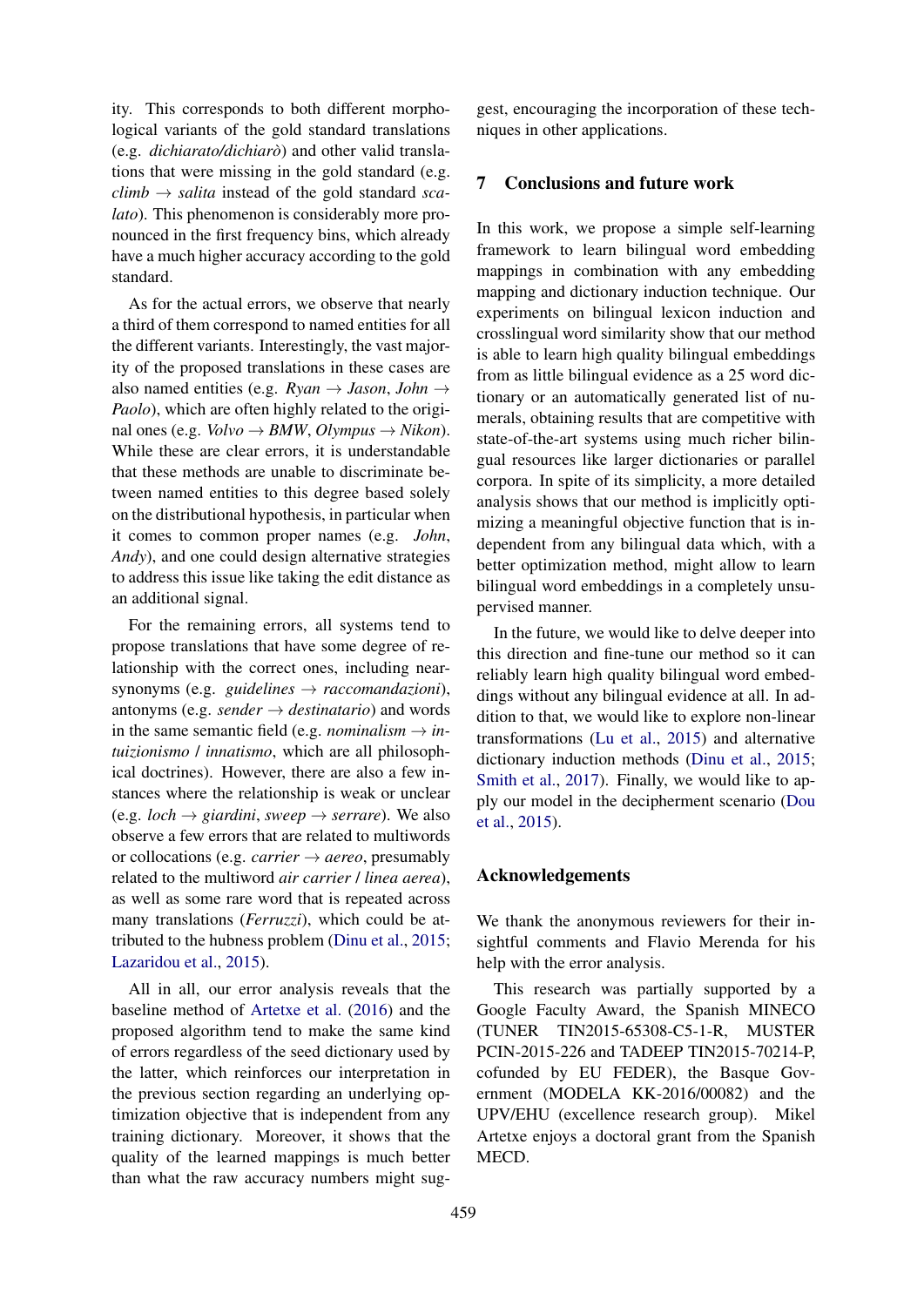ity. This corresponds to both different morphological variants of the gold standard translations (e.g. *dichiarato/dichiarò*) and other valid translations that were missing in the gold standard (e.g. *climb* → *salita* instead of the gold standard *scalato*). This phenomenon is considerably more pronounced in the first frequency bins, which already have a much higher accuracy according to the gold standard.

As for the actual errors, we observe that nearly a third of them correspond to named entities for all the different variants. Interestingly, the vast majority of the proposed translations in these cases are also named entities (e.g. *Ryan* → *Jason*, *John* → *Paolo*), which are often highly related to the original ones (e.g. *Volvo* → *BMW*, *Olympus* → *Nikon*). While these are clear errors, it is understandable that these methods are unable to discriminate between named entities to this degree based solely on the distributional hypothesis, in particular when it comes to common proper names (e.g. *John*, *Andy*), and one could design alternative strategies to address this issue like taking the edit distance as an additional signal.

For the remaining errors, all systems tend to propose translations that have some degree of relationship with the correct ones, including near-synonyms (e.g. *guidelines* → *raccomandazioni*), antonyms (e.g. *sender* → *destinatario*) and words in the same semantic field (e.g. *nominalism* → *intuizionismo* / *innatismo*, which are all philosophical doctrines). However, there are also a few instances where the relationship is weak or unclear (e.g. *loch* → *giardini*, *sweep* → *serrare*). We also observe a few errors that are related to multiwords or collocations (e.g. *carrier* → *aereo*, presumably related to the multiword *air carrier* / *linea aerea*), as well as some rare word that is repeated across many translations (*Ferruzzi*), which could be attributed to the hubness problem (Dinu et al., 2015; Lazaridou et al., 2015).

All in all, our error analysis reveals that the baseline method of Artetxe et al. (2016) and the proposed algorithm tend to make the same kind of errors regardless of the seed dictionary used by the latter, which reinforces our interpretation in the previous section regarding an underlying optimization objective that is independent from any training dictionary. Moreover, it shows that the quality of the learned mappings is much better than what the raw accuracy numbers might suggest, encouraging the incorporation of these techniques in other applications.

## 7 Conclusions and future work

In this work, we propose a simple self-learning framework to learn bilingual word embedding mappings in combination with any embedding mapping and dictionary induction technique. Our experiments on bilingual lexicon induction and crosslingual word similarity show that our method is able to learn high quality bilingual embeddings from as little bilingual evidence as a 25 word dictionary or an automatically generated list of numerals, obtaining results that are competitive with state-of-the-art systems using much richer bilingual resources like larger dictionaries or parallel corpora. In spite of its simplicity, a more detailed analysis shows that our method is implicitly optimizing a meaningful objective function that is independent from any bilingual data which, with a better optimization method, might allow to learn bilingual word embeddings in a completely unsupervised manner.

In the future, we would like to delve deeper into this direction and fine-tune our method so it can reliably learn high quality bilingual word embeddings without any bilingual evidence at all. In addition to that, we would like to explore non-linear transformations (Lu et al., 2015) and alternative dictionary induction methods (Dinu et al., 2015; Smith et al., 2017). Finally, we would like to apply our model in the decipherment scenario (Dou et al., 2015).

## Acknowledgements

We thank the anonymous reviewers for their insightful comments and Flavio Merenda for his help with the error analysis.

This research was partially supported by a Google Faculty Award, the Spanish MINECO (TUNER TIN2015-65308-C5-1-R, MUSTER PCIN-2015-226 and TADEEP TIN2015-70214-P, cofunded by EU FEDER), the Basque Government (MODELA KK-2016/00082) and the UPV/EHU (excellence research group). Mikel Artetxe enjoys a doctoral grant from the Spanish MECD.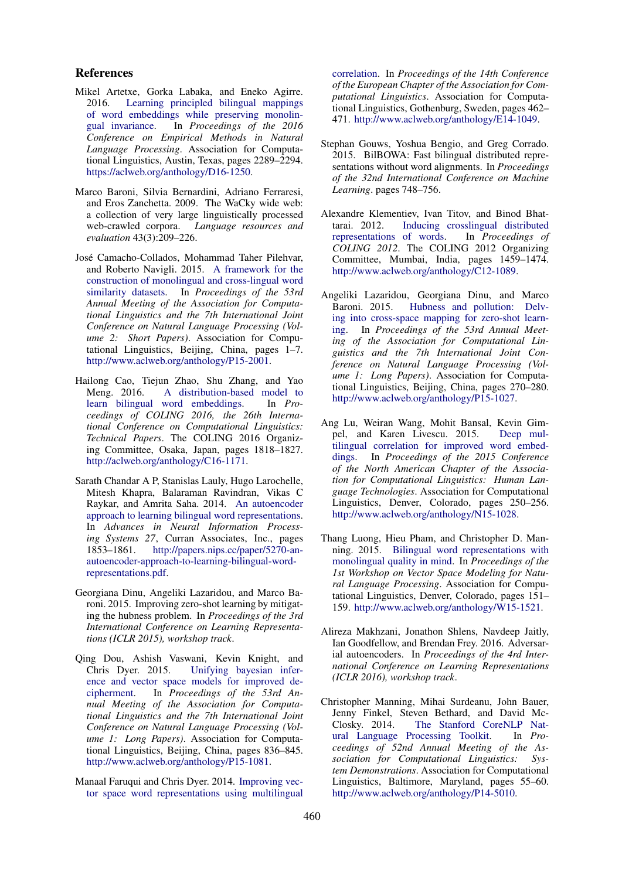## References

Mikel Artetxe, Gorka Labaka, and Eneko Agirre. 2016. Learning principled bilingual mappings of word embeddings while preserving monolingual invariance. In *Proceedings of the 2016 Conference on Empirical Methods in Natural Language Processing*. Association for Computational Linguistics, Austin, Texas, pages 2289–2294. https://aclweb.org/anthology/D16-1250.

Marco Baroni, Silvia Bernardini, Adriano Ferraresi, and Eros Zanchetta. 2009. The WaCky wide web: a collection of very large linguistically processed web-crawled corpora. *Language resources and evaluation* 43(3):209–226.

José Camacho-Collados, Mohammad Taher Pilehvar, and Roberto Navigli. 2015. A framework for the construction of monolingual and cross-lingual word similarity datasets. In *Proceedings of the 53rd Annual Meeting of the Association for Computational Linguistics and the 7th International Joint Conference on Natural Language Processing (Volume 2: Short Papers)*. Association for Computational Linguistics, Beijing, China, pages 1–7. http://www.aclweb.org/anthology/P15-2001.

Hailong Cao, Tiejun Zhao, Shu Zhang, and Yao Meng. 2016. A distribution-based model to learn bilingual word embeddings. In *Proceedings of COLING 2016, the 26th International Conference on Computational Linguistics: Technical Papers*. The COLING 2016 Organizing Committee, Osaka, Japan, pages 1818–1827. http://aclweb.org/anthology/C16-1171.

Sarath Chandar A P, Stanislas Lauly, Hugo Larochelle, Mitesh Khapra, Balaraman Ravindran, Vikas C Raykar, and Amrita Saha. 2014. An autoencoder approach to learning bilingual word representations. In *Advances in Neural Information Processing Systems 27*, Curran Associates, Inc., pages 1853–1861. http://papers.nips.cc/paper/5270-an-autoencoder-approach-to-learning-bilingual-word-representations.pdf.

Georgiana Dinu, Angeliki Lazaridou, and Marco Baroni. 2015. Improving zero-shot learning by mitigating the hubness problem. In *Proceedings of the 3rd International Conference on Learning Representations (ICLR 2015), workshop track*.

Qing Dou, Ashish Vaswani, Kevin Knight, and Chris Dyer. 2015. Unifying bayesian inference and vector space models for improved decipherment. In *Proceedings of the 53rd Annual Meeting of the Association for Computational Linguistics and the 7th International Joint Conference on Natural Language Processing (Volume 1: Long Papers)*. Association for Computational Linguistics, Beijing, China, pages 836–845. http://www.aclweb.org/anthology/P15-1081.

Manaal Faruqui and Chris Dyer. 2014. Improving vector space word representations using multilingual correlation. In *Proceedings of the 14th Conference of the European Chapter of the Association for Computational Linguistics*. Association for Computational Linguistics, Gothenburg, Sweden, pages 462–471. http://www.aclweb.org/anthology/E14-1049.

Stephan Gouws, Yoshua Bengio, and Greg Corrado. 2015. BilBOWA: Fast bilingual distributed representations without word alignments. In *Proceedings of the 32nd International Conference on Machine Learning*. pages 748–756.

Alexandre Klementiev, Ivan Titov, and Binod Bhattarai. 2012. Inducing crosslingual distributed representations of words. In *Proceedings of COLING 2012*. The COLING 2012 Organizing Committee, Mumbai, India, pages 1459–1474. http://www.aclweb.org/anthology/C12-1089.

Angeliki Lazaridou, Georgiana Dinu, and Marco Baroni. 2015. Hubness and pollution: Delving into cross-space mapping for zero-shot learning. In *Proceedings of the 53rd Annual Meeting of the Association for Computational Linguistics and the 7th International Joint Conference on Natural Language Processing (Volume 1: Long Papers)*. Association for Computational Linguistics, Beijing, China, pages 270–280. http://www.aclweb.org/anthology/P15-1027.

Ang Lu, Weiran Wang, Mohit Bansal, Kevin Gimpel, and Karen Livescu. 2015. Deep multilingual correlation for improved word embeddings. In *Proceedings of the 2015 Conference of the North American Chapter of the Association for Computational Linguistics: Human Language Technologies*. Association for Computational Linguistics, Denver, Colorado, pages 250–256. http://www.aclweb.org/anthology/N15-1028.

Thang Luong, Hieu Pham, and Christopher D. Manning. 2015. Bilingual word representations with monolingual quality in mind. In *Proceedings of the 1st Workshop on Vector Space Modeling for Natural Language Processing*. Association for Computational Linguistics, Denver, Colorado, pages 151–159. http://www.aclweb.org/anthology/W15-1521.

Alireza Makhzani, Jonathon Shlens, Navdeep Jaitly, Ian Goodfellow, and Brendan Frey. 2016. Adversarial autoencoders. In *Proceedings of the 4rd International Conference on Learning Representations (ICLR 2016), workshop track*.

Christopher Manning, Mihai Surdeanu, John Bauer, Jenny Finkel, Steven Bethard, and David McClosky. 2014. The Stanford CoreNLP Natural Language Processing Toolkit. In *Proceedings of 52nd Annual Meeting of the Association for Computational Linguistics: System Demonstrations*. Association for Computational Linguistics, Baltimore, Maryland, pages 55–60. http://www.aclweb.org/anthology/P14-5010.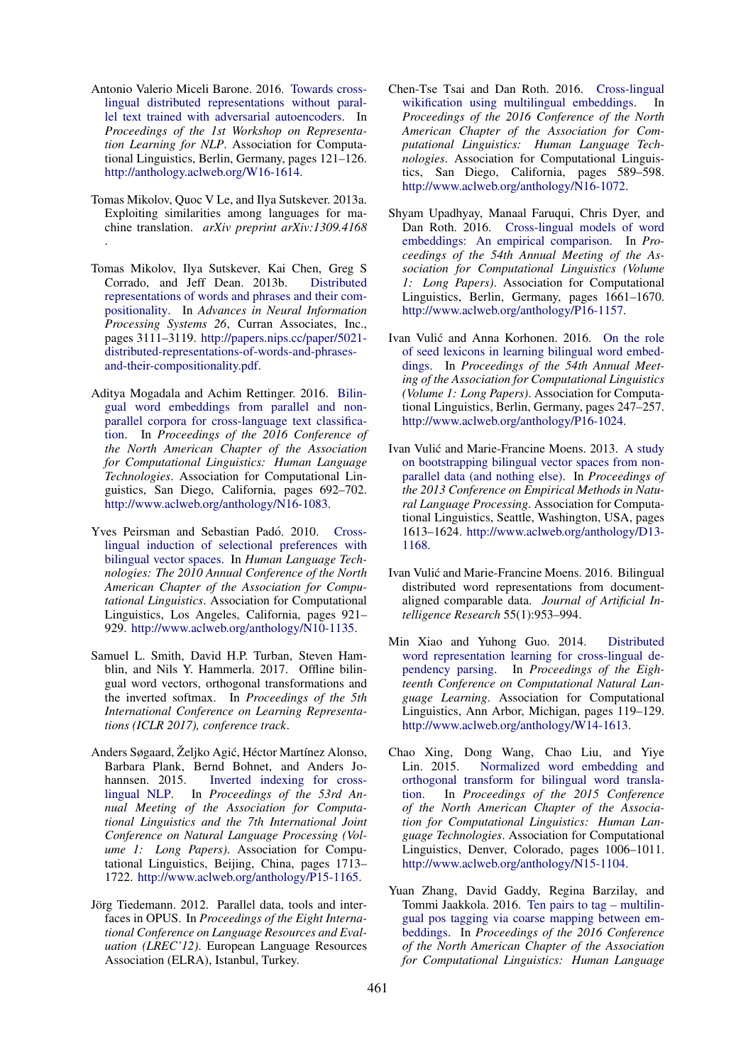Antonio Valerio Miceli Barone. 2016. Towards cross-lingual distributed representations without parallel text trained with adversarial autoencoders. In *Proceedings of the 1st Workshop on Representation Learning for NLP*. Association for Computational Linguistics, Berlin, Germany, pages 121–126. http://anthology.aclweb.org/W16-1614.

Tomas Mikolov, Quoc V Le, and Ilya Sutskever. 2013a. Exploiting similarities among languages for machine translation. *arXiv preprint arXiv:1309.4168* .

Tomas Mikolov, Ilya Sutskever, Kai Chen, Greg S Corrado, and Jeff Dean. 2013b. Distributed representations of words and phrases and their compositionality. In *Advances in Neural Information Processing Systems 26*, Curran Associates, Inc., pages 3111–3119. http://papers.nips.cc/paper/5021-distributed-representations-of-words-and-phrases-and-their-compositionality.pdf.

Aditya Mogadala and Achim Rettinger. 2016. Bilingual word embeddings from parallel and non-parallel corpora for cross-language text classification. In *Proceedings of the 2016 Conference of the North American Chapter of the Association for Computational Linguistics: Human Language Technologies*. Association for Computational Linguistics, San Diego, California, pages 692–702. http://www.aclweb.org/anthology/N16-1083.

Yves Peirsman and Sebastian Padó. 2010. Cross-lingual induction of selectional preferences with bilingual vector spaces. In *Human Language Technologies: The 2010 Annual Conference of the North American Chapter of the Association for Computational Linguistics*. Association for Computational Linguistics, Los Angeles, California, pages 921–929. http://www.aclweb.org/anthology/N10-1135.

Samuel L. Smith, David H.P. Turban, Steven Hamblin, and Nils Y. Hammerla. 2017. Offline bilingual word vectors, orthogonal transformations and the inverted softmax. In *Proceedings of the 5th International Conference on Learning Representations (ICLR 2017), conference track*.

Anders Søgaard, Željko Agić, Héctor Martínez Alonso, Barbara Plank, Bernd Bohnet, and Anders Johannsen. 2015. Inverted indexing for cross-lingual NLP. In *Proceedings of the 53rd Annual Meeting of the Association for Computational Linguistics and the 7th International Joint Conference on Natural Language Processing (Volume 1: Long Papers)*. Association for Computational Linguistics, Beijing, China, pages 1713–1722. http://www.aclweb.org/anthology/P15-1165.

Jörg Tiedemann. 2012. Parallel data, tools and interfaces in OPUS. In *Proceedings of the Eight International Conference on Language Resources and Evaluation (LREC'12)*. European Language Resources Association (ELRA), Istanbul, Turkey.

Chen-Tse Tsai and Dan Roth. 2016. Cross-lingual wikification using multilingual embeddings. In *Proceedings of the 2016 Conference of the North American Chapter of the Association for Computational Linguistics: Human Language Technologies*. Association for Computational Linguistics, San Diego, California, pages 589–598. http://www.aclweb.org/anthology/N16-1072.

Shyam Upadhyay, Manaal Faruqui, Chris Dyer, and Dan Roth. 2016. Cross-lingual models of word embeddings: An empirical comparison. In *Proceedings of the 54th Annual Meeting of the Association for Computational Linguistics (Volume 1: Long Papers)*. Association for Computational Linguistics, Berlin, Germany, pages 1661–1670. http://www.aclweb.org/anthology/P16-1157.

Ivan Vulić and Anna Korhonen. 2016. On the role of seed lexicons in learning bilingual word embeddings. In *Proceedings of the 54th Annual Meeting of the Association for Computational Linguistics (Volume 1: Long Papers)*. Association for Computational Linguistics, Berlin, Germany, pages 247–257. http://www.aclweb.org/anthology/P16-1024.

Ivan Vulić and Marie-Francine Moens. 2013. A study on bootstrapping bilingual vector spaces from non-parallel data (and nothing else). In *Proceedings of the 2013 Conference on Empirical Methods in Natural Language Processing*. Association for Computational Linguistics, Seattle, Washington, USA, pages 1613–1624. http://www.aclweb.org/anthology/D13-1168.

Ivan Vulić and Marie-Francine Moens. 2016. Bilingual distributed word representations from document-aligned comparable data. *Journal of Artificial Intelligence Research* 55(1):953–994.

Min Xiao and Yuhong Guo. 2014. Distributed word representation learning for cross-lingual dependency parsing. In *Proceedings of the Eighteenth Conference on Computational Natural Language Learning*. Association for Computational Linguistics, Ann Arbor, Michigan, pages 119–129. http://www.aclweb.org/anthology/W14-1613.

Chao Xing, Dong Wang, Chao Liu, and Yiye Lin. 2015. Normalized word embedding and orthogonal transform for bilingual word translation. In *Proceedings of the 2015 Conference of the North American Chapter of the Association for Computational Linguistics: Human Language Technologies*. Association for Computational Linguistics, Denver, Colorado, pages 1006–1011. http://www.aclweb.org/anthology/N15-1104.

Yuan Zhang, David Gaddy, Regina Barzilay, and Tommi Jaakkola. 2016. Ten pairs to tag – multilingual pos tagging via coarse mapping between embeddings. In *Proceedings of the 2016 Conference of the North American Chapter of the Association for Computational Linguistics: Human Language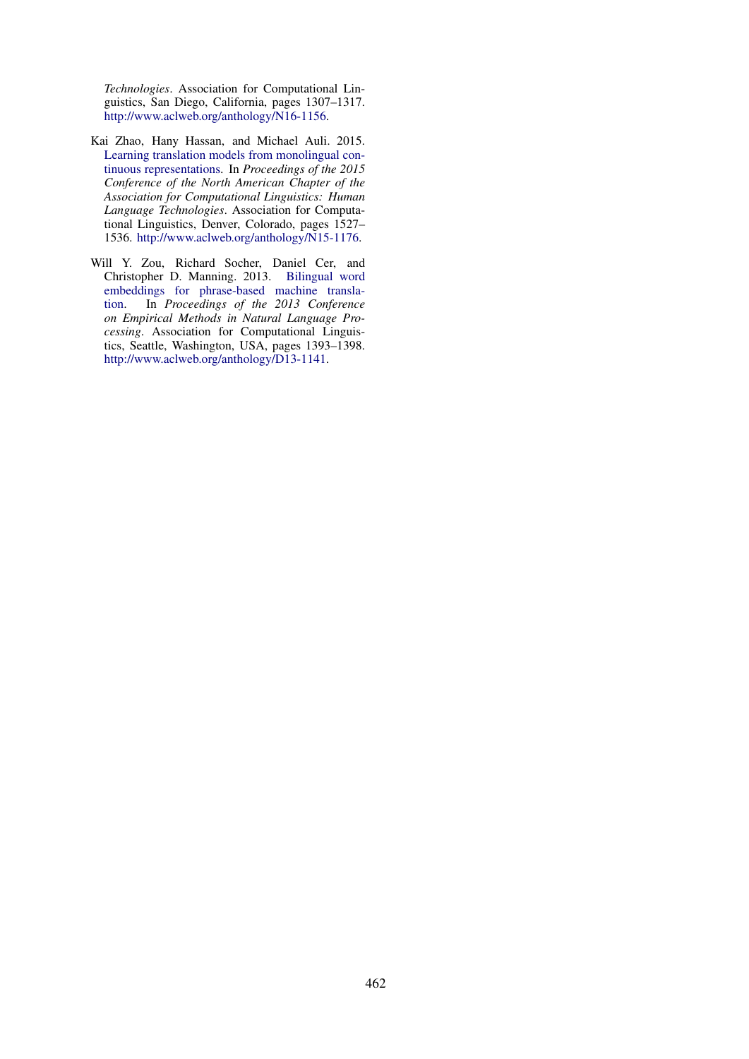*Technologies*. Association for Computational Linguistics, San Diego, California, pages 1307–1317. http://www.aclweb.org/anthology/N16-1156.

Kai Zhao, Hany Hassan, and Michael Auli. 2015. Learning translation models from monolingual continuous representations. In *Proceedings of the 2015 Conference of the North American Chapter of the Association for Computational Linguistics: Human Language Technologies*. Association for Computational Linguistics, Denver, Colorado, pages 1527–1536. http://www.aclweb.org/anthology/N15-1176.

Will Y. Zou, Richard Socher, Daniel Cer, and Christopher D. Manning. 2013. Bilingual word embeddings for phrase-based machine translation. In *Proceedings of the 2013 Conference on Empirical Methods in Natural Language Processing*. Association for Computational Linguistics, Seattle, Washington, USA, pages 1393–1398. http://www.aclweb.org/anthology/D13-1141.